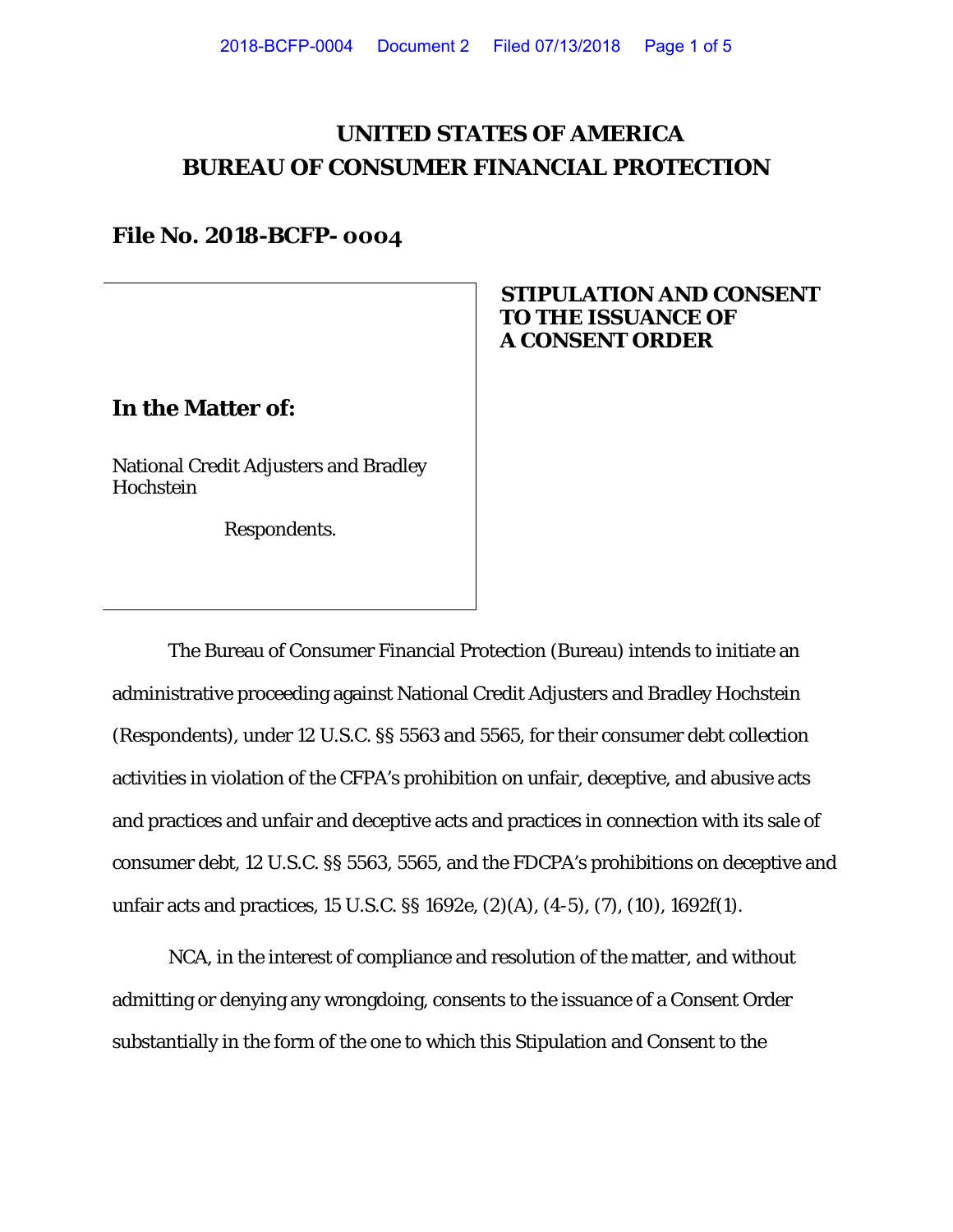# UNITED STATES OF AMERICA
# BUREAU OF CONSUMER FINANCIAL PROTECTION

**File No. 2018-BCFP- 0004**

**In the Matter of:**

National Credit Adjusters and Bradley Hochstein

Respondents.

**STIPULATION AND CONSENT TO THE ISSUANCE OF A CONSENT ORDER**

The Bureau of Consumer Financial Protection (Bureau) intends to initiate an administrative proceeding against National Credit Adjusters and Bradley Hochstein (Respondents), under 12 U.S.C. §§ 5563 and 5565, for their consumer debt collection activities in violation of the CFPA's prohibition on unfair, deceptive, and abusive acts and practices and unfair and deceptive acts and practices in connection with its sale of consumer debt, 12 U.S.C. §§ 5563, 5565, and the FDCPA's prohibitions on deceptive and unfair acts and practices, 15 U.S.C. §§ 1692e, (2)(A), (4-5), (7), (10), 1692f(1).

NCA, in the interest of compliance and resolution of the matter, and without admitting or denying any wrongdoing, consents to the issuance of a Consent Order substantially in the form of the one to which this Stipulation and Consent to the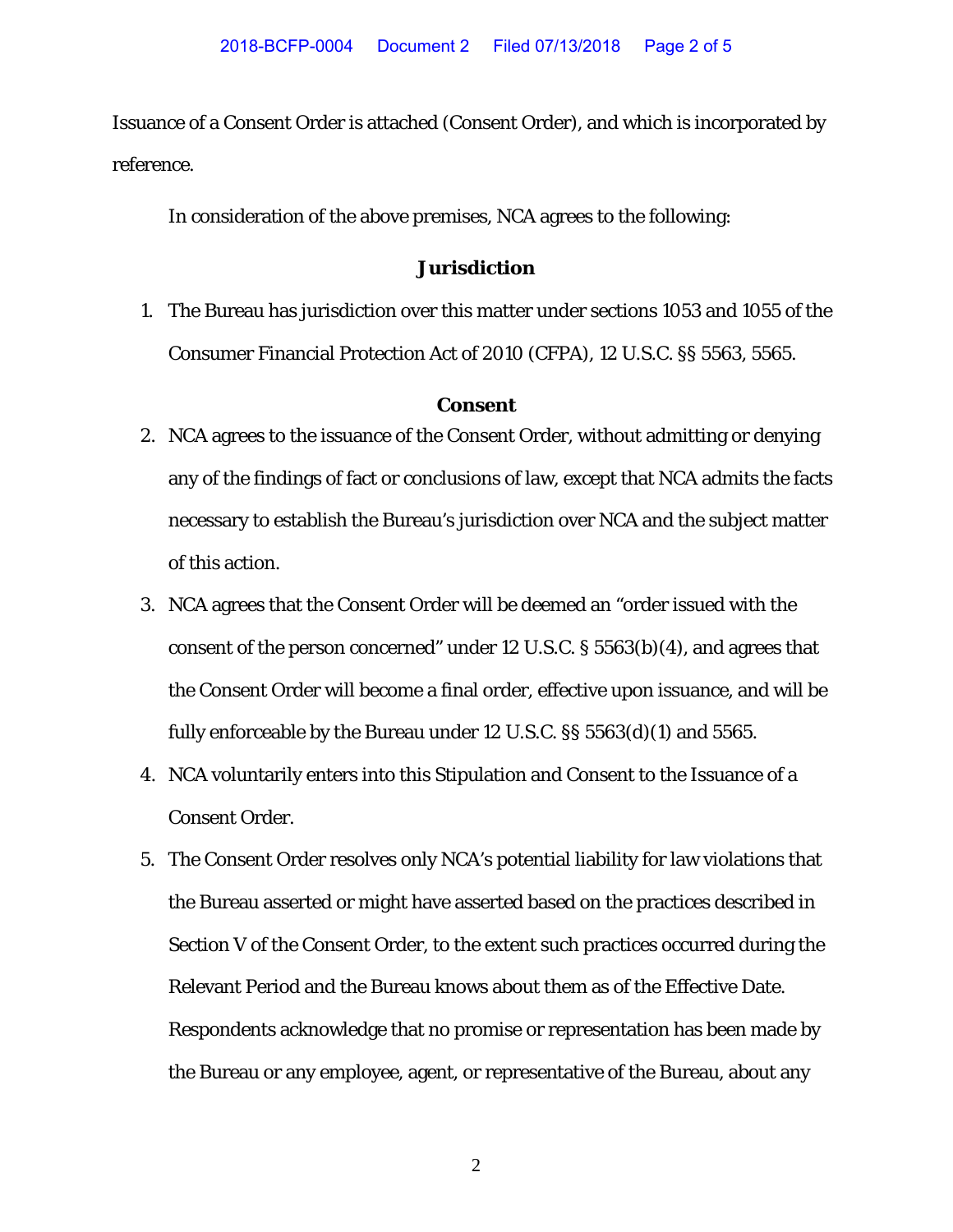Issuance of a Consent Order is attached (Consent Order), and which is incorporated by reference.

In consideration of the above premises, NCA agrees to the following:

## Jurisdiction

1. The Bureau has jurisdiction over this matter under sections 1053 and 1055 of the Consumer Financial Protection Act of 2010 (CFPA), 12 U.S.C. §§ 5563, 5565.

## Consent

2. NCA agrees to the issuance of the Consent Order, without admitting or denying any of the findings of fact or conclusions of law, except that NCA admits the facts necessary to establish the Bureau's jurisdiction over NCA and the subject matter of this action.
3. NCA agrees that the Consent Order will be deemed an "order issued with the consent of the person concerned" under 12 U.S.C. § 5563(b)(4), and agrees that the Consent Order will become a final order, effective upon issuance, and will be fully enforceable by the Bureau under 12 U.S.C. §§ 5563(d)(1) and 5565.
4. NCA voluntarily enters into this Stipulation and Consent to the Issuance of a Consent Order.
5. The Consent Order resolves only NCA's potential liability for law violations that the Bureau asserted or might have asserted based on the practices described in Section V of the Consent Order, to the extent such practices occurred during the Relevant Period and the Bureau knows about them as of the Effective Date. Respondents acknowledge that no promise or representation has been made by the Bureau or any employee, agent, or representative of the Bureau, about any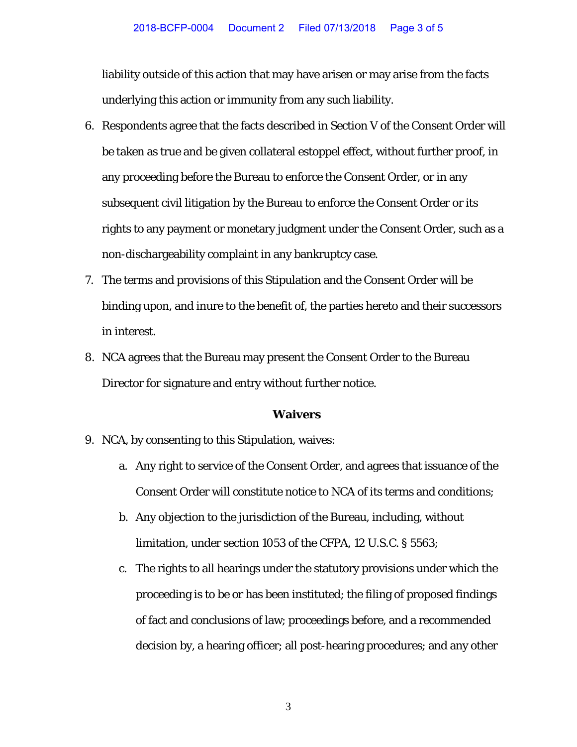liability outside of this action that may have arisen or may arise from the facts underlying this action or immunity from any such liability.

6. Respondents agree that the facts described in Section V of the Consent Order will be taken as true and be given collateral estoppel effect, without further proof, in any proceeding before the Bureau to enforce the Consent Order, or in any subsequent civil litigation by the Bureau to enforce the Consent Order or its rights to any payment or monetary judgment under the Consent Order, such as a non-dischargeability complaint in any bankruptcy case.
7. The terms and provisions of this Stipulation and the Consent Order will be binding upon, and inure to the benefit of, the parties hereto and their successors in interest.
8. NCA agrees that the Bureau may present the Consent Order to the Bureau Director for signature and entry without further notice.

**Waivers**

9. NCA, by consenting to this Stipulation, waives:
   a. Any right to service of the Consent Order, and agrees that issuance of the Consent Order will constitute notice to NCA of its terms and conditions;
   b. Any objection to the jurisdiction of the Bureau, including, without limitation, under section 1053 of the CFPA, 12 U.S.C. § 5563;
   c. The rights to all hearings under the statutory provisions under which the proceeding is to be or has been instituted; the filing of proposed findings of fact and conclusions of law; proceedings before, and a recommended decision by, a hearing officer; all post-hearing procedures; and any other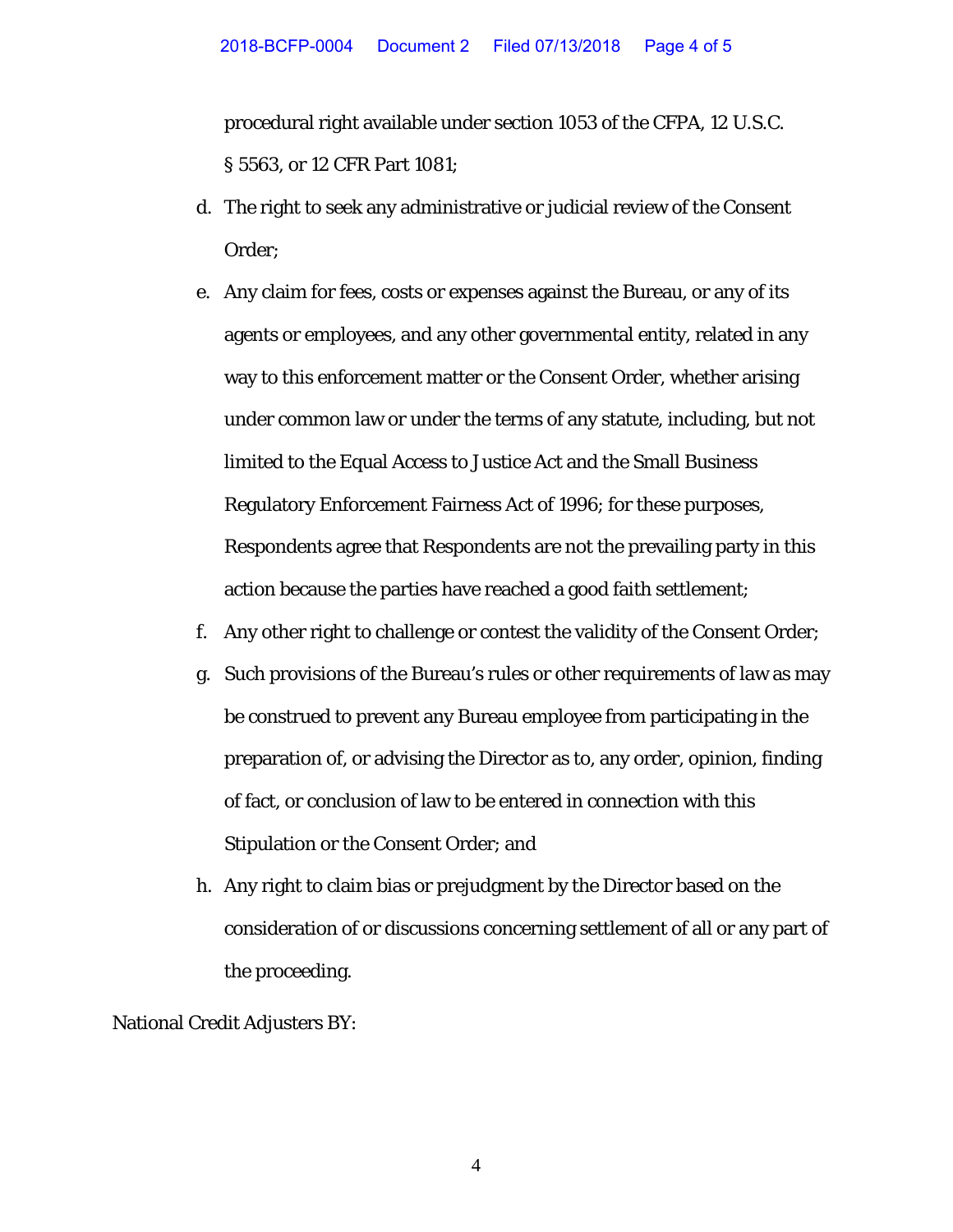procedural right available under section 1053 of the CFPA, 12 U.S.C. § 5563, or 12 CFR Part 1081;

d. The right to seek any administrative or judicial review of the Consent Order;

e. Any claim for fees, costs or expenses against the Bureau, or any of its agents or employees, and any other governmental entity, related in any way to this enforcement matter or the Consent Order, whether arising under common law or under the terms of any statute, including, but not limited to the Equal Access to Justice Act and the Small Business Regulatory Enforcement Fairness Act of 1996; for these purposes, Respondents agree that Respondents are not the prevailing party in this action because the parties have reached a good faith settlement;

f. Any other right to challenge or contest the validity of the Consent Order;

g. Such provisions of the Bureau's rules or other requirements of law as may be construed to prevent any Bureau employee from participating in the preparation of, or advising the Director as to, any order, opinion, finding of fact, or conclusion of law to be entered in connection with this Stipulation or the Consent Order; and

h. Any right to claim bias or prejudgment by the Director based on the consideration of or discussions concerning settlement of all or any part of the proceeding.

National Credit Adjusters BY: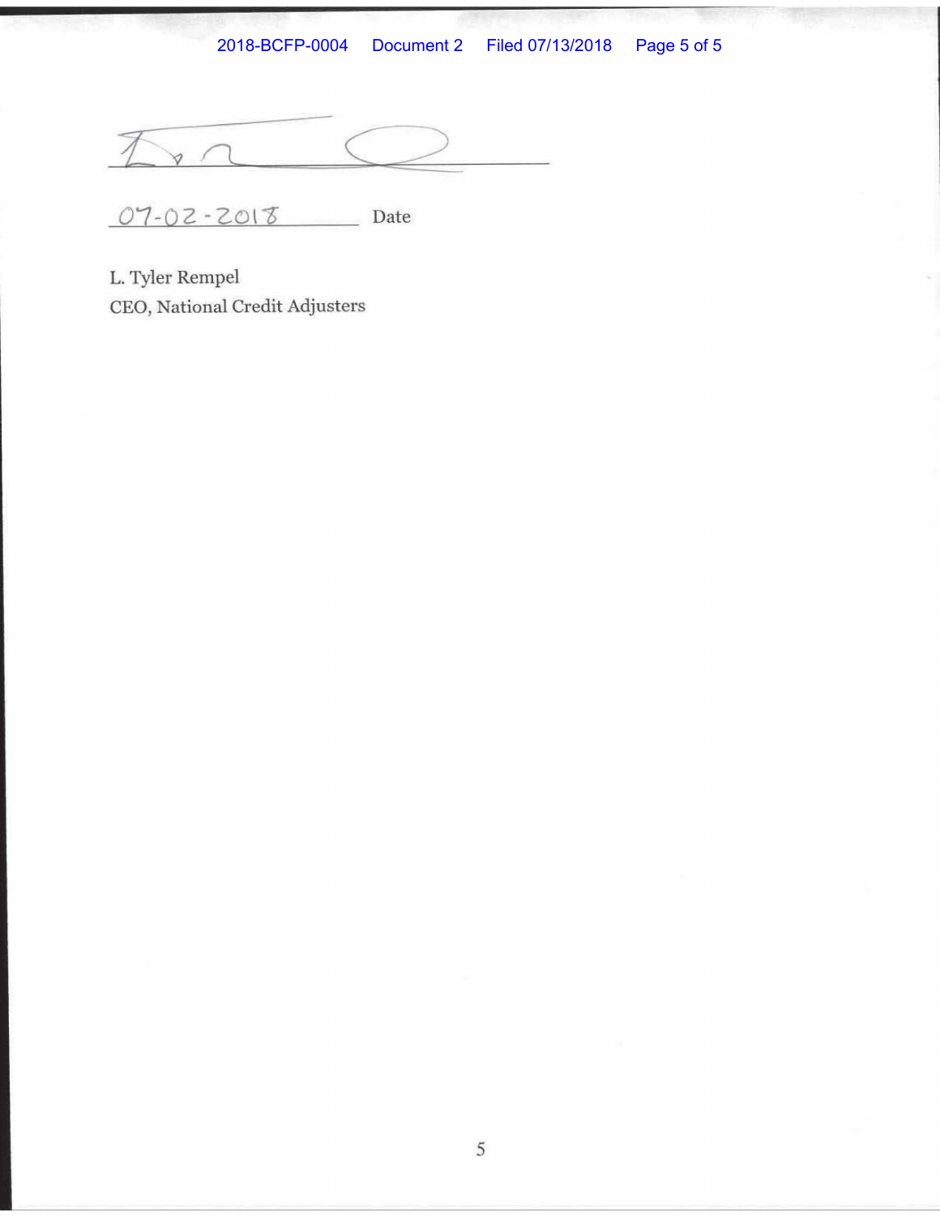______________________________

07-02-2018 ______________ Date

L. Tyler Rempel
CEO, National Credit Adjusters